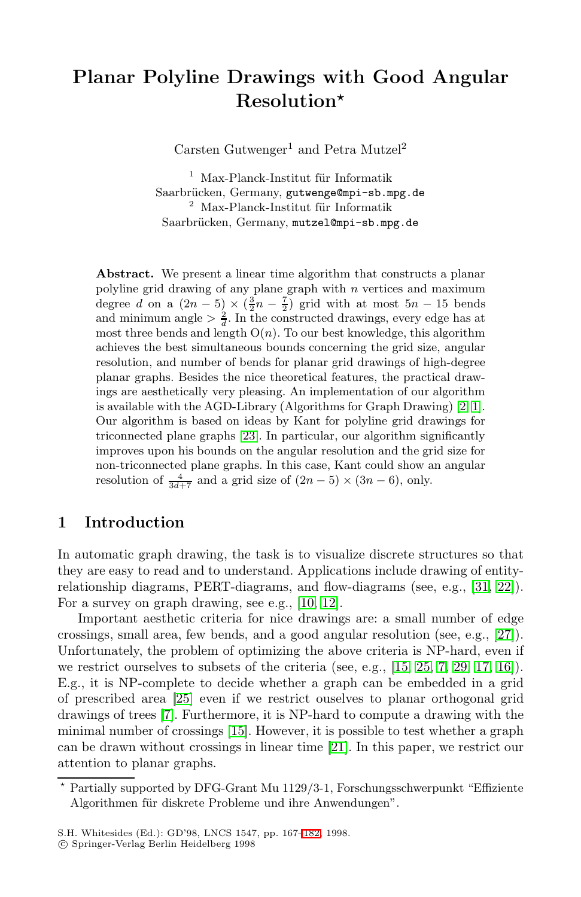# Planar Polyline Drawings with Good Angular Resolution*

Carsten Gutwenger[1] and Petra Mutzel[2]

[1] Max-Planck-Institut für Informatik Saarbrücken, Germany, gutwenge@mpi-sb.mpg.de
[2] Max-Planck-Institut für Informatik Saarbrücken, Germany, mutzel@mpi-sb.mpg.de

**Abstract.** We present a linear time algorithm that constructs a planar polyline grid drawing of any plane graph with $n$ vertices and maximum degree $d$ on a $(2n-5) \times (\frac{3}{2}n - \frac{7}{2})$ grid with at most $5n - 15$ bends and minimum angle $> \frac{2}{d}$. In the constructed drawings, every edge has at most three bends and length $O(n)$. To our best knowledge, this algorithm achieves the best simultaneous bounds concerning the grid size, angular resolution, and number of bends for planar grid drawings of high-degree planar graphs. Besides the nice theoretical features, the practical drawings are aesthetically very pleasing. An implementation of our algorithm is available with the AGD-Library (Algorithms for Graph Drawing) [2,1]. Our algorithm is based on ideas by Kant for polyline grid drawings for triconnected plane graphs [23]. In particular, our algorithm significantly improves upon his bounds on the angular resolution and the grid size for non-triconnected plane graphs. In this case, Kant could show an angular resolution of $\frac{4}{3d+7}$ and a grid size of $(2n-5) \times (3n-6)$, only.

## 1 Introduction

In automatic graph drawing, the task is to visualize discrete structures so that they are easy to read and to understand. Applications include drawing of entity-relationship diagrams, PERT-diagrams, and flow-diagrams (see, e.g., [31, 22]). For a survey on graph drawing, see e.g., [10, 12].

Important aesthetic criteria for nice drawings are: a small number of edge crossings, small area, few bends, and a good angular resolution (see, e.g., [27]). Unfortunately, the problem of optimizing the above criteria is NP-hard, even if we restrict ourselves to subsets of the criteria (see, e.g., [15, 25, 7, 29, 17, 16]). E.g., it is NP-complete to decide whether a graph can be embedded in a grid of prescribed area [25] even if we restrict ouselves to planar orthogonal grid drawings of trees [7]. Furthermore, it is NP-hard to compute a drawing with the minimal number of crossings [15]. However, it is possible to test whether a graph can be drawn without crossings in linear time [21]. In this paper, we restrict our attention to planar graphs.

* Partially supported by DFG-Grant Mu 1129/3-1, Forschungsschwerpunkt "Effiziente Algorithmen für diskrete Probleme und ihre Anwendungen".

S.H. Whitesides (Ed.): GD'98, LNCS 1547, pp. 167–182, 1998.
© Springer-Verlag Berlin Heidelberg 1998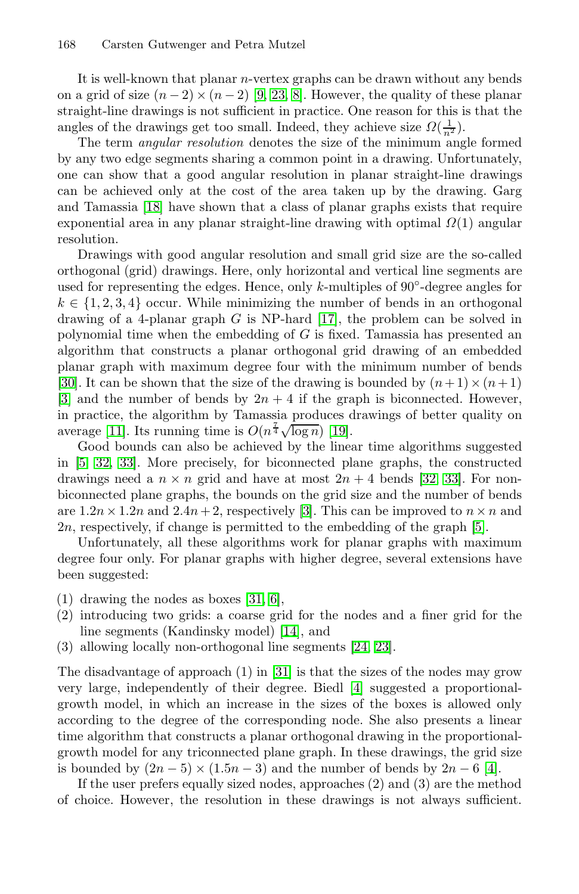It is well-known that planar $n$-vertex graphs can be drawn without any bends on a grid of size $(n-2) \times (n-2)$ [9, 23, 8]. However, the quality of these planar straight-line drawings is not sufficient in practice. One reason for this is that the angles of the drawings get too small. Indeed, they achieve size $\Omega(\frac{1}{n^2})$.

The term *angular resolution* denotes the size of the minimum angle formed by any two edge segments sharing a common point in a drawing. Unfortunately, one can show that a good angular resolution in planar straight-line drawings can be achieved only at the cost of the area taken up by the drawing. Garg and Tamassia [18] have shown that a class of planar graphs exists that require exponential area in any planar straight-line drawing with optimal $\Omega(1)$ angular resolution.

Drawings with good angular resolution and small grid size are the so-called orthogonal (grid) drawings. Here, only horizontal and vertical line segments are used for representing the edges. Hence, only $k$-multiples of $90°$-degree angles for $k \in \{1, 2, 3, 4\}$ occur. While minimizing the number of bends in an orthogonal drawing of a 4-planar graph $G$ is NP-hard [17], the problem can be solved in polynomial time when the embedding of $G$ is fixed. Tamassia has presented an algorithm that constructs a planar orthogonal grid drawing of an embedded planar graph with maximum degree four with the minimum number of bends [30]. It can be shown that the size of the drawing is bounded by $(n+1) \times (n+1)$ [3] and the number of bends by $2n + 4$ if the graph is biconnected. However, in practice, the algorithm by Tamassia produces drawings of better quality on average [11]. Its running time is $O(n^{\frac{7}{4}}\sqrt{\log n})$ [19].

Good bounds can also be achieved by the linear time algorithms suggested in [5, 32, 33]. More precisely, for biconnected plane graphs, the constructed drawings need a $n \times n$ grid and have at most $2n + 4$ bends [32, 33]. For non-biconnected plane graphs, the bounds on the grid size and the number of bends are $1.2n \times 1.2n$ and $2.4n + 2$, respectively [3]. This can be improved to $n \times n$ and $2n$, respectively, if change is permitted to the embedding of the graph [5].

Unfortunately, all these algorithms work for planar graphs with maximum degree four only. For planar graphs with higher degree, several extensions have been suggested:

(1) drawing the nodes as boxes [31, 6],
(2) introducing two grids: a coarse grid for the nodes and a finer grid for the line segments (Kandinsky model) [14], and
(3) allowing locally non-orthogonal line segments [24, 23].

The disadvantage of approach (1) in [31] is that the sizes of the nodes may grow very large, independently of their degree. Biedl [4] suggested a proportional-growth model, in which an increase in the sizes of the boxes is allowed only according to the degree of the corresponding node. She also presents a linear time algorithm that constructs a planar orthogonal drawing in the proportional-growth model for any triconnected plane graph. In these drawings, the grid size is bounded by $(2n-5) \times (1.5n-3)$ and the number of bends by $2n - 6$ [4].

If the user prefers equally sized nodes, approaches (2) and (3) are the method of choice. However, the resolution in these drawings is not always sufficient.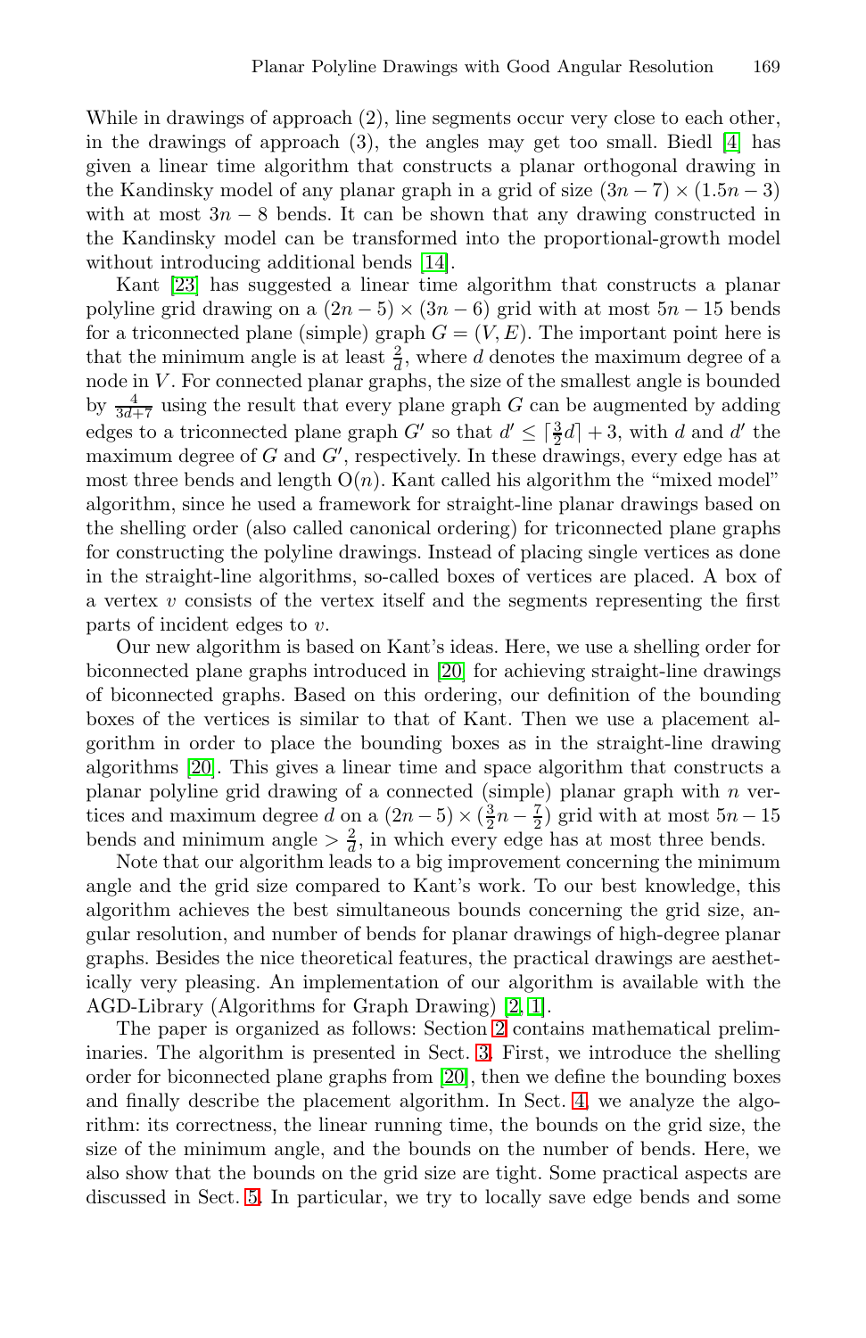While in drawings of approach (2), line segments occur very close to each other, in the drawings of approach (3), the angles may get too small. Biedl [4] has given a linear time algorithm that constructs a planar orthogonal drawing in the Kandinsky model of any planar graph in a grid of size $(3n-7) \times (1.5n-3)$ with at most $3n-8$ bends. It can be shown that any drawing constructed in the Kandinsky model can be transformed into the proportional-growth model without introducing additional bends [14].

Kant [23] has suggested a linear time algorithm that constructs a planar polyline grid drawing on a $(2n-5) \times (3n-6)$ grid with at most $5n-15$ bends for a triconnected plane (simple) graph $G = (V, E)$. The important point here is that the minimum angle is at least $\frac{2}{d}$, where $d$ denotes the maximum degree of a node in $V$. For connected planar graphs, the size of the smallest angle is bounded by $\frac{4}{3d+7}$ using the result that every plane graph $G$ can be augmented by adding edges to a triconnected plane graph $G'$ so that $d' \leq \lceil \frac{3}{2}d \rceil + 3$, with $d$ and $d'$ the maximum degree of $G$ and $G'$, respectively. In these drawings, every edge has at most three bends and length $O(n)$. Kant called his algorithm the "mixed model" algorithm, since he used a framework for straight-line planar drawings based on the shelling order (also called canonical ordering) for triconnected plane graphs for constructing the polyline drawings. Instead of placing single vertices as done in the straight-line algorithms, so-called boxes of vertices are placed. A box of a vertex $v$ consists of the vertex itself and the segments representing the first parts of incident edges to $v$.

Our new algorithm is based on Kant's ideas. Here, we use a shelling order for biconnected plane graphs introduced in [20] for achieving straight-line drawings of biconnected graphs. Based on this ordering, our definition of the bounding boxes of the vertices is similar to that of Kant. Then we use a placement algorithm in order to place the bounding boxes as in the straight-line drawing algorithms [20]. This gives a linear time and space algorithm that constructs a planar polyline grid drawing of a connected (simple) planar graph with $n$ vertices and maximum degree $d$ on a $(2n-5) \times (\frac{3}{2}n - \frac{7}{2})$ grid with at most $5n-15$ bends and minimum angle $> \frac{2}{d}$, in which every edge has at most three bends.

Note that our algorithm leads to a big improvement concerning the minimum angle and the grid size compared to Kant's work. To our best knowledge, this algorithm achieves the best simultaneous bounds concerning the grid size, angular resolution, and number of bends for planar drawings of high-degree planar graphs. Besides the nice theoretical features, the practical drawings are aesthetically very pleasing. An implementation of our algorithm is available with the AGD-Library (Algorithms for Graph Drawing) [2,1].

The paper is organized as follows: Section 2 contains mathematical preliminaries. The algorithm is presented in Sect. 3. First, we introduce the shelling order for biconnected plane graphs from [20], then we define the bounding boxes and finally describe the placement algorithm. In Sect. 4, we analyze the algorithm: its correctness, the linear running time, the bounds on the grid size, the size of the minimum angle, and the bounds on the number of bends. Here, we also show that the bounds on the grid size are tight. Some practical aspects are discussed in Sect. 5. In particular, we try to locally save edge bends and some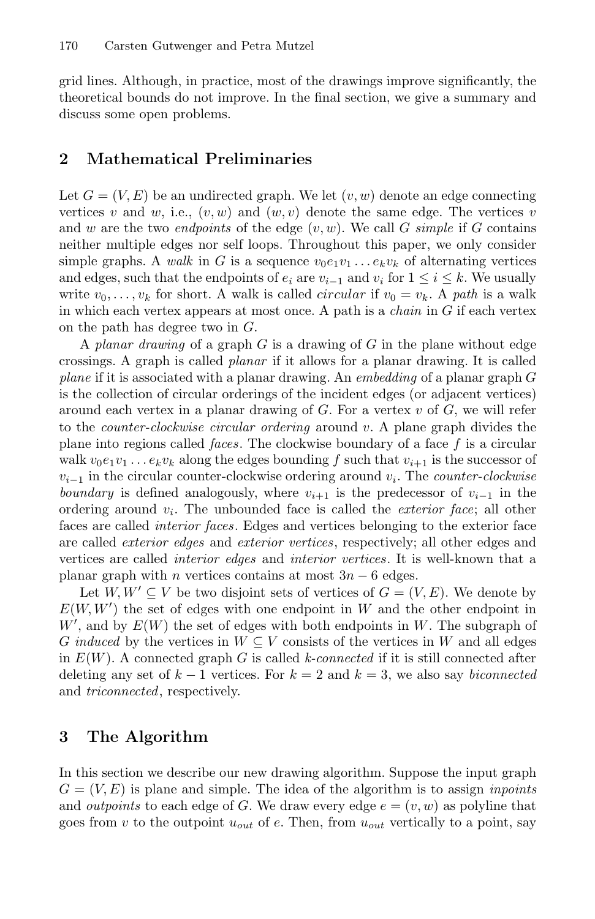grid lines. Although, in practice, most of the drawings improve significantly, the theoretical bounds do not improve. In the final section, we give a summary and discuss some open problems.

## 2 Mathematical Preliminaries

Let $G = (V, E)$ be an undirected graph. We let $(v, w)$ denote an edge connecting vertices $v$ and $w$, i.e., $(v, w)$ and $(w, v)$ denote the same edge. The vertices $v$ and $w$ are the two *endpoints* of the edge $(v, w)$. We call $G$ *simple* if $G$ contains neither multiple edges nor self loops. Throughout this paper, we only consider simple graphs. A *walk* in $G$ is a sequence $v_0 e_1 v_1 \dots e_k v_k$ of alternating vertices and edges, such that the endpoints of $e_i$ are $v_{i-1}$ and $v_i$ for $1 \le i \le k$. We usually write $v_0, \dots, v_k$ for short. A walk is called *circular* if $v_0 = v_k$. A *path* is a walk in which each vertex appears at most once. A path is a *chain* in $G$ if each vertex on the path has degree two in $G$.

A *planar drawing* of a graph $G$ is a drawing of $G$ in the plane without edge crossings. A graph is called *planar* if it allows for a planar drawing. It is called *plane* if it is associated with a planar drawing. An *embedding* of a planar graph $G$ is the collection of circular orderings of the incident edges (or adjacent vertices) around each vertex in a planar drawing of $G$. For a vertex $v$ of $G$, we will refer to the *counter-clockwise circular ordering* around $v$. A plane graph divides the plane into regions called *faces*. The clockwise boundary of a face $f$ is a circular walk $v_0 e_1 v_1 \dots e_k v_k$ along the edges bounding $f$ such that $v_{i+1}$ is the successor of $v_{i-1}$ in the circular counter-clockwise ordering around $v_i$. The *counter-clockwise boundary* is defined analogously, where $v_{i+1}$ is the predecessor of $v_{i-1}$ in the ordering around $v_i$. The unbounded face is called the *exterior face*; all other faces are called *interior faces*. Edges and vertices belonging to the exterior face are called *exterior edges* and *exterior vertices*, respectively; all other edges and vertices are called *interior edges* and *interior vertices*. It is well-known that a planar graph with $n$ vertices contains at most $3n - 6$ edges.

Let $W, W' \subseteq V$ be two disjoint sets of vertices of $G = (V, E)$. We denote by $E(W, W')$ the set of edges with one endpoint in $W$ and the other endpoint in $W'$, and by $E(W)$ the set of edges with both endpoints in $W$. The subgraph of $G$ *induced* by the vertices in $W \subseteq V$ consists of the vertices in $W$ and all edges in $E(W)$. A connected graph $G$ is called *k-connected* if it is still connected after deleting any set of $k - 1$ vertices. For $k = 2$ and $k = 3$, we also say *biconnected* and *triconnected*, respectively.

## 3 The Algorithm

In this section we describe our new drawing algorithm. Suppose the input graph $G = (V, E)$ is plane and simple. The idea of the algorithm is to assign *inpoints* and *outpoints* to each edge of $G$. We draw every edge $e = (v, w)$ as polyline that goes from $v$ to the outpoint $u_{out}$ of $e$. Then, from $u_{out}$ vertically to a point, say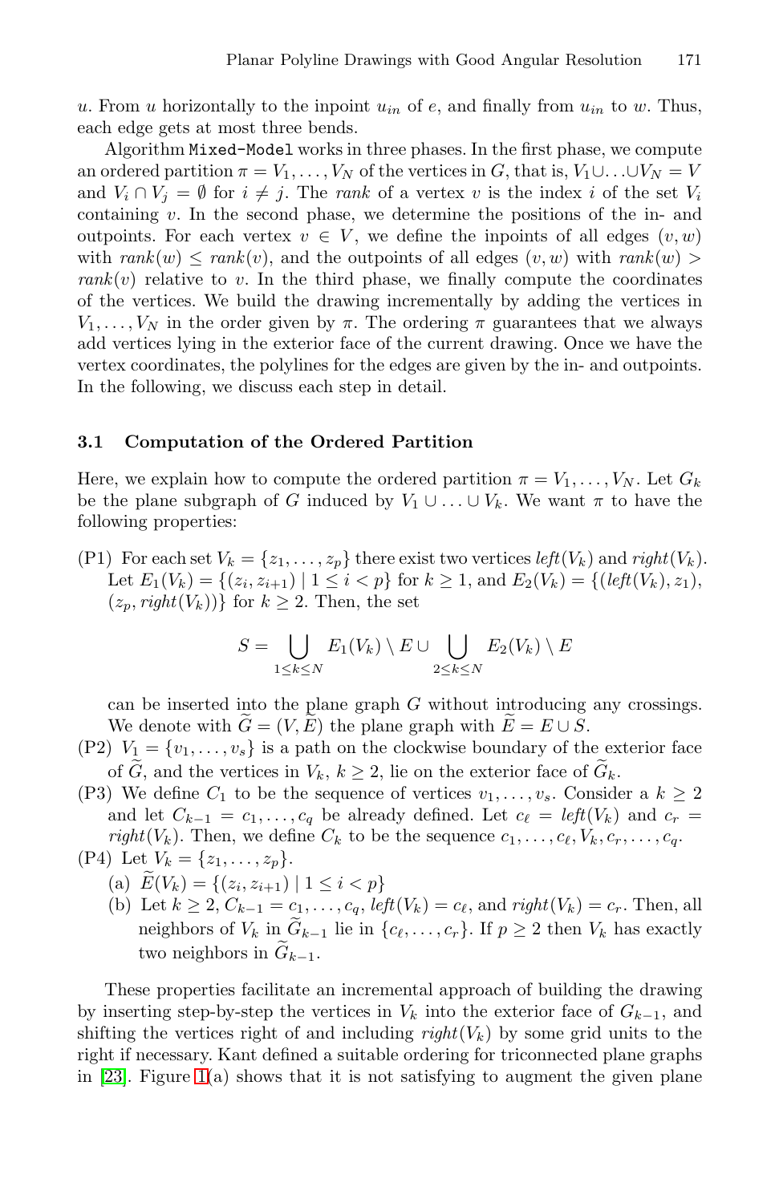$u$. From $u$ horizontally to the inpoint $u_{in}$ of $e$, and finally from $u_{in}$ to $w$. Thus, each edge gets at most three bends.

Algorithm `Mixed-Model` works in three phases. In the first phase, we compute an ordered partition $\pi = V_1, \ldots, V_N$ of the vertices in $G$, that is, $V_1 \cup \ldots \cup V_N = V$ and $V_i \cap V_j = \emptyset$ for $i \neq j$. The *rank* of a vertex $v$ is the index $i$ of the set $V_i$ containing $v$. In the second phase, we determine the positions of the in- and outpoints. For each vertex $v \in V$, we define the inpoints of all edges $(v, w)$ with $rank(w) \leq rank(v)$, and the outpoints of all edges $(v, w)$ with $rank(w) > rank(v)$ relative to $v$. In the third phase, we finally compute the coordinates of the vertices. We build the drawing incrementally by adding the vertices in $V_1, \ldots, V_N$ in the order given by $\pi$. The ordering $\pi$ guarantees that we always add vertices lying in the exterior face of the current drawing. Once we have the vertex coordinates, the polylines for the edges are given by the in- and outpoints. In the following, we discuss each step in detail.

### 3.1 Computation of the Ordered Partition

Here, we explain how to compute the ordered partition $\pi = V_1, \ldots, V_N$. Let $G_k$ be the plane subgraph of $G$ induced by $V_1 \cup \ldots \cup V_k$. We want $\pi$ to have the following properties:

(P1) For each set $V_k = \{z_1, \ldots, z_p\}$ there exist two vertices $left(V_k)$ and $right(V_k)$. Let $E_1(V_k) = \{(z_i, z_{i+1}) \mid 1 \leq i < p\}$ for $k \geq 1$, and $E_2(V_k) = \{(left(V_k), z_1), (z_p, right(V_k))\}$ for $k \geq 2$. Then, the set

$$S = \bigcup_{1 \leq k \leq N} E_1(V_k) \setminus E \cup \bigcup_{2 \leq k \leq N} E_2(V_k) \setminus E$$

can be inserted into the plane graph $G$ without introducing any crossings. We denote with $\widetilde{G} = (V, \widetilde{E})$ the plane graph with $\widetilde{E} = E \cup S$.

(P2) $V_1 = \{v_1, \ldots, v_s\}$ is a path on the clockwise boundary of the exterior face of $\widetilde{G}$, and the vertices in $V_k$, $k \geq 2$, lie on the exterior face of $\widetilde{G}_k$.

(P3) We define $C_1$ to be the sequence of vertices $v_1, \ldots, v_s$. Consider a $k \geq 2$ and let $C_{k-1} = c_1, \ldots, c_q$ be already defined. Let $c_\ell = left(V_k)$ and $c_r = right(V_k)$. Then, we define $C_k$ to be the sequence $c_1, \ldots, c_\ell, V_k, c_r, \ldots, c_q$.

(P4) Let $V_k = \{z_1, \ldots, z_p\}$.
- (a) $\widetilde{E}(V_k) = \{(z_i, z_{i+1}) \mid 1 \leq i < p\}$
- (b) Let $k \geq 2$, $C_{k-1} = c_1, \ldots, c_q$, $left(V_k) = c_\ell$, and $right(V_k) = c_r$. Then, all neighbors of $V_k$ in $\widetilde{G}_{k-1}$ lie in $\{c_\ell, \ldots, c_r\}$. If $p \geq 2$ then $V_k$ has exactly two neighbors in $\widetilde{G}_{k-1}$.

These properties facilitate an incremental approach of building the drawing by inserting step-by-step the vertices in $V_k$ into the exterior face of $G_{k-1}$, and shifting the vertices right of and including $right(V_k)$ by some grid units to the right if necessary. Kant defined a suitable ordering for triconnected plane graphs in [23]. Figure 1(a) shows that it is not satisfying to augment the given plane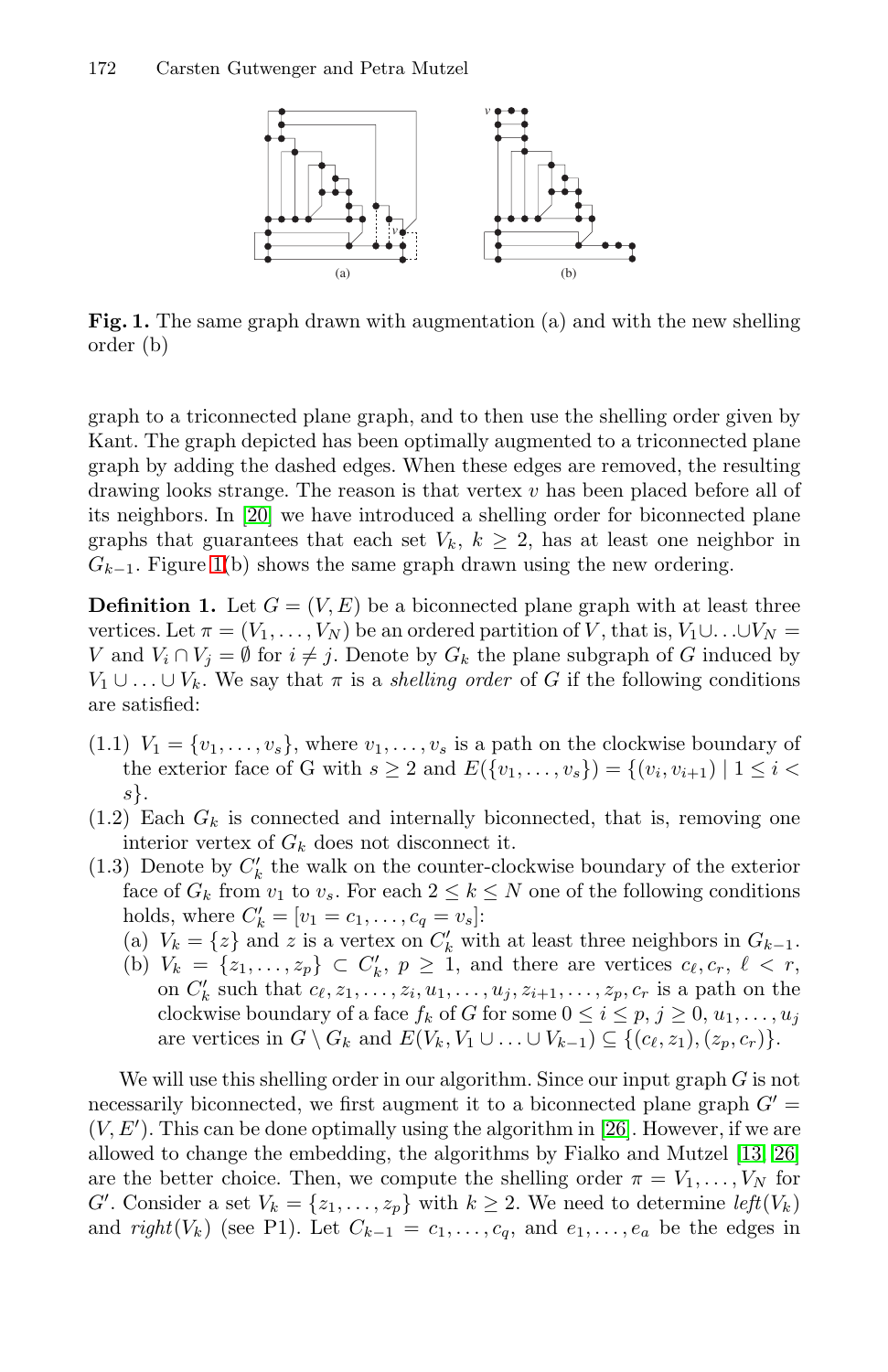**Fig. 1.** The same graph drawn with augmentation (a) and with the new shelling order (b)

graph to a triconnected plane graph, and to then use the shelling order given by Kant. The graph depicted has been optimally augmented to a triconnected plane graph by adding the dashed edges. When these edges are removed, the resulting drawing looks strange. The reason is that vertex $v$ has been placed before all of its neighbors. In [20] we have introduced a shelling order for biconnected plane graphs that guarantees that each set $V_k$, $k \geq 2$, has at least one neighbor in $G_{k-1}$. Figure 1(b) shows the same graph drawn using the new ordering.

**Definition 1.** Let $G = (V, E)$ be a biconnected plane graph with at least three vertices. Let $\pi = (V_1, \ldots, V_N)$ be an ordered partition of $V$, that is, $V_1 \cup \ldots \cup V_N = V$ and $V_i \cap V_j = \emptyset$ for $i \neq j$. Denote by $G_k$ the plane subgraph of $G$ induced by $V_1 \cup \ldots \cup V_k$. We say that $\pi$ is a *shelling order* of $G$ if the following conditions are satisfied:

(1.1) $V_1 = \{v_1, \ldots, v_s\}$, where $v_1, \ldots, v_s$ is a path on the clockwise boundary of the exterior face of G with $s \geq 2$ and $E(\{v_1, \ldots, v_s\}) = \{(v_i, v_{i+1}) \mid 1 \leq i < s\}$.

(1.2) Each $G_k$ is connected and internally biconnected, that is, removing one interior vertex of $G_k$ does not disconnect it.

(1.3) Denote by $C'_k$ the walk on the counter-clockwise boundary of the exterior face of $G_k$ from $v_1$ to $v_s$. For each $2 \leq k \leq N$ one of the following conditions holds, where $C'_k = [v_1 = c_1, \ldots, c_q = v_s]$:
  (a) $V_k = \{z\}$ and $z$ is a vertex on $C'_k$ with at least three neighbors in $G_{k-1}$.
  (b) $V_k = \{z_1, \ldots, z_p\} \subset C'_k$, $p \geq 1$, and there are vertices $c_\ell, c_r$, $\ell < r$, on $C'_k$ such that $c_\ell, z_1, \ldots, z_i, u_1, \ldots, u_j, z_{i+1}, \ldots, z_p, c_r$ is a path on the clockwise boundary of a face $f_k$ of $G$ for some $0 \leq i \leq p$, $j \geq 0$, $u_1, \ldots, u_j$ are vertices in $G \setminus G_k$ and $E(V_k, V_1 \cup \ldots \cup V_{k-1}) \subseteq \{(c_\ell, z_1), (z_p, c_r)\}$.

We will use this shelling order in our algorithm. Since our input graph $G$ is not necessarily biconnected, we first augment it to a biconnected plane graph $G' = (V, E')$. This can be done optimally using the algorithm in [26]. However, if we are allowed to change the embedding, the algorithms by Fialko and Mutzel [13] [26] are the better choice. Then, we compute the shelling order $\pi = V_1, \ldots, V_N$ for $G'$. Consider a set $V_k = \{z_1, \ldots, z_p\}$ with $k \geq 2$. We need to determine *left*$(V_k)$ and *right*$(V_k)$ (see P1). Let $C_{k-1} = c_1, \ldots, c_q$, and $e_1, \ldots, e_a$ be the edges in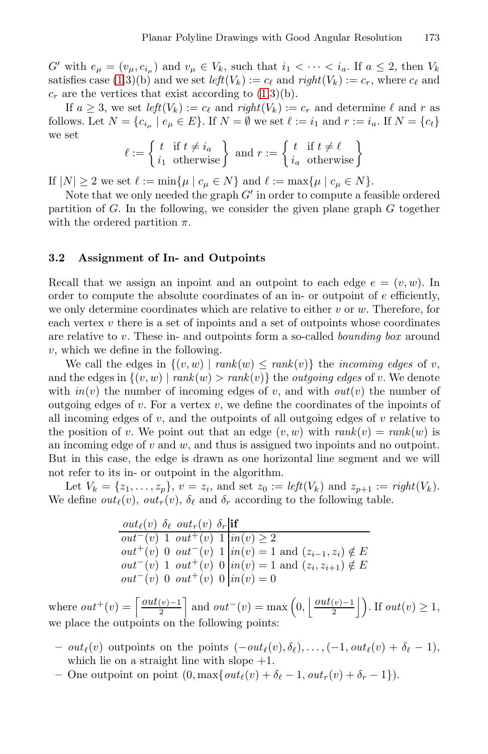$G'$ with $e_\mu = (v_\mu, c_{i_\mu})$ and $v_\mu \in V_k$, such that $i_1 < \cdots < i_a$. If $a \leq 2$, then $V_k$ satisfies case (1.3)(b) and we set $\mathit{left}(V_k) := c_\ell$ and $\mathit{right}(V_k) := c_r$, where $c_\ell$ and $c_r$ are the vertices that exist according to (1.3)(b).

If $a \geq 3$, we set $\mathit{left}(V_k) := c_\ell$ and $\mathit{right}(V_k) := c_r$ and determine $\ell$ and $r$ as follows. Let $N = \{c_{i_\mu} \mid e_\mu \in E\}$. If $N = \emptyset$ we set $\ell := i_1$ and $r := i_a$. If $N = \{c_t\}$ we set

$$\ell := \left\{ \begin{array}{ll} t & \text{if } t \neq i_a \\ i_1 & \text{otherwise} \end{array} \right\} \text{ and } r := \left\{ \begin{array}{ll} t & \text{if } t \neq \ell \\ i_a & \text{otherwise} \end{array} \right\}$$

If $|N| \geq 2$ we set $\ell := \min\{\mu \mid c_\mu \in N\}$ and $\ell := \max\{\mu \mid c_\mu \in N\}$.

Note that we only needed the graph $G'$ in order to compute a feasible ordered partition of $G$. In the following, we consider the given plane graph $G$ together with the ordered partition $\pi$.

### 3.2 Assignment of In- and Outpoints

Recall that we assign an inpoint and an outpoint to each edge $e = (v, w)$. In order to compute the absolute coordinates of an in- or outpoint of $e$ efficiently, we only determine coordinates which are relative to either $v$ or $w$. Therefore, for each vertex $v$ there is a set of inpoints and a set of outpoints whose coordinates are relative to $v$. These in- and outpoints form a so-called *bounding box* around $v$, which we define in the following.

We call the edges in $\{(v, w) \mid \mathit{rank}(w) \leq \mathit{rank}(v)\}$ the *incoming edges* of $v$, and the edges in $\{(v, w) \mid \mathit{rank}(w) > \mathit{rank}(v)\}$ the *outgoing edges* of $v$. We denote with $\mathit{in}(v)$ the number of incoming edges of $v$, and with $\mathit{out}(v)$ the number of outgoing edges of $v$. For a vertex $v$, we define the coordinates of the inpoints of all incoming edges of $v$, and the outpoints of all outgoing edges of $v$ relative to the position of $v$. We point out that an edge $(v, w)$ with $\mathit{rank}(v) = \mathit{rank}(w)$ is an incoming edge of $v$ and $w$, and thus is assigned two inpoints and no outpoint. But in this case, the edge is drawn as one horizontal line segment and we will not refer to its in- or outpoint in the algorithm.

Let $V_k = \{z_1, \ldots, z_p\}$, $v = z_i$, and set $z_0 := \mathit{left}(V_k)$ and $z_{p+1} := \mathit{right}(V_k)$. We define $\mathit{out}_\ell(v)$, $\mathit{out}_r(v)$, $\delta_\ell$ and $\delta_r$ according to the following table.

| $\mathit{out}_\ell(v)$ | $\delta_\ell$ | $\mathit{out}_r(v)$ | $\delta_r$ | **if** |
|---|---|---|---|---|
| $\mathit{out}^-(v)$ | 1 | $\mathit{out}^+(v)$ | 1 | $\mathit{in}(v) \geq 2$ |
| $\mathit{out}^+(v)$ | 0 | $\mathit{out}^-(v)$ | 1 | $\mathit{in}(v) = 1$ and $(z_{i-1}, z_i) \notin E$ |
| $\mathit{out}^-(v)$ | 1 | $\mathit{out}^+(v)$ | 0 | $\mathit{in}(v) = 1$ and $(z_i, z_{i+1}) \notin E$ |
| $\mathit{out}^-(v)$ | 0 | $\mathit{out}^+(v)$ | 0 | $\mathit{in}(v) = 0$ |

where $\mathit{out}^+(v) = \left\lceil \frac{\mathit{out}(v)-1}{2} \right\rceil$ and $\mathit{out}^-(v) = \max\left(0, \left\lfloor \frac{\mathit{out}(v)-1}{2} \right\rfloor\right)$. If $\mathit{out}(v) \geq 1$, we place the outpoints on the following points:

- $\mathit{out}_\ell(v)$ outpoints on the points $(-\mathit{out}_\ell(v), \delta_\ell), \ldots, (-1, \mathit{out}_\ell(v) + \delta_\ell - 1)$, which lie on a straight line with slope $+1$.
- One outpoint on point $(0, \max\{\mathit{out}_\ell(v) + \delta_\ell - 1, \mathit{out}_r(v) + \delta_r - 1\})$.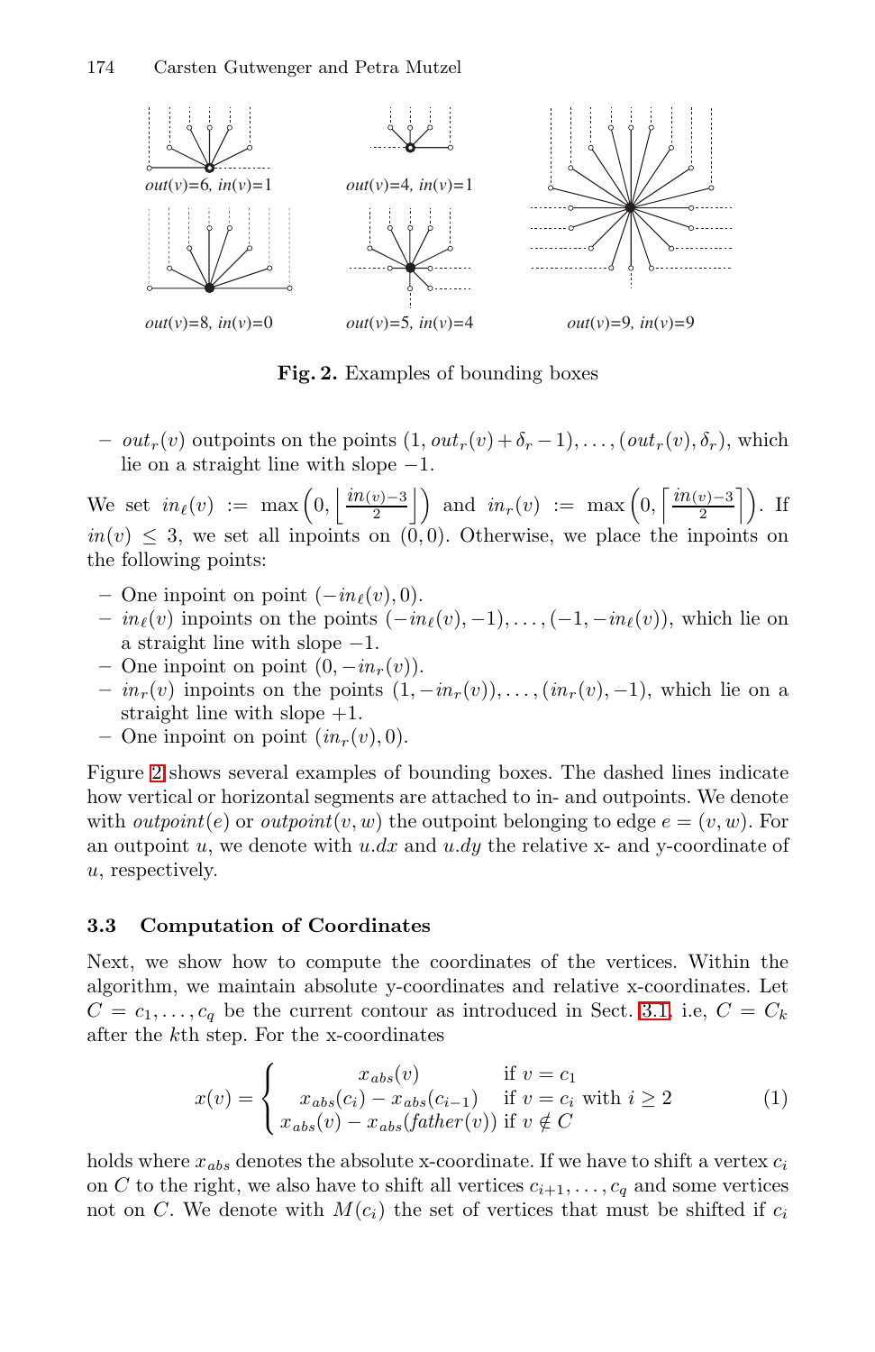Fig. 2. Examples of bounding boxes

- $out_r(v)$ outpoints on the points $(1, out_r(v) + \delta_r - 1), \ldots, (out_r(v), \delta_r)$, which lie on a straight line with slope $-1$.

We set $in_\ell(v) := \max\left(0, \left\lfloor \frac{in(v)-3}{2} \right\rfloor\right)$ and $in_r(v) := \max\left(0, \left\lceil \frac{in(v)-3}{2} \right\rceil\right)$. If $in(v) \leq 3$, we set all inpoints on $(0, 0)$. Otherwise, we place the inpoints on the following points:

- One inpoint on point $(-in_\ell(v), 0)$.
- $in_\ell(v)$ inpoints on the points $(-in_\ell(v), -1), \ldots, (-1, -in_\ell(v))$, which lie on a straight line with slope $-1$.
- One inpoint on point $(0, -in_r(v))$.
- $in_r(v)$ inpoints on the points $(1, -in_r(v)), \ldots, (in_r(v), -1)$, which lie on a straight line with slope $+1$.
- One inpoint on point $(in_r(v), 0)$.

Figure 2 shows several examples of bounding boxes. The dashed lines indicate how vertical or horizontal segments are attached to in- and outpoints. We denote with $outpoint(e)$ or $outpoint(v, w)$ the outpoint belonging to edge $e = (v, w)$. For an outpoint $u$, we denote with $u.dx$ and $u.dy$ the relative x- and y-coordinate of $u$, respectively.

### 3.3 Computation of Coordinates

Next, we show how to compute the coordinates of the vertices. Within the algorithm, we maintain absolute y-coordinates and relative x-coordinates. Let $C = c_1, \ldots, c_q$ be the current contour as introduced in Sect. 3.1, i.e, $C = C_k$ after the $k$th step. For the x-coordinates

$$x(v) = \begin{cases} x_{abs}(v) & \text{if } v = c_1 \\ x_{abs}(c_i) - x_{abs}(c_{i-1}) & \text{if } v = c_i \text{ with } i \geq 2 \\ x_{abs}(v) - x_{abs}(father(v)) & \text{if } v \notin C \end{cases} \quad (1)$$

holds where $x_{abs}$ denotes the absolute x-coordinate. If we have to shift a vertex $c_i$ on $C$ to the right, we also have to shift all vertices $c_{i+1}, \ldots, c_q$ and some vertices not on $C$. We denote with $M(c_i)$ the set of vertices that must be shifted if $c_i$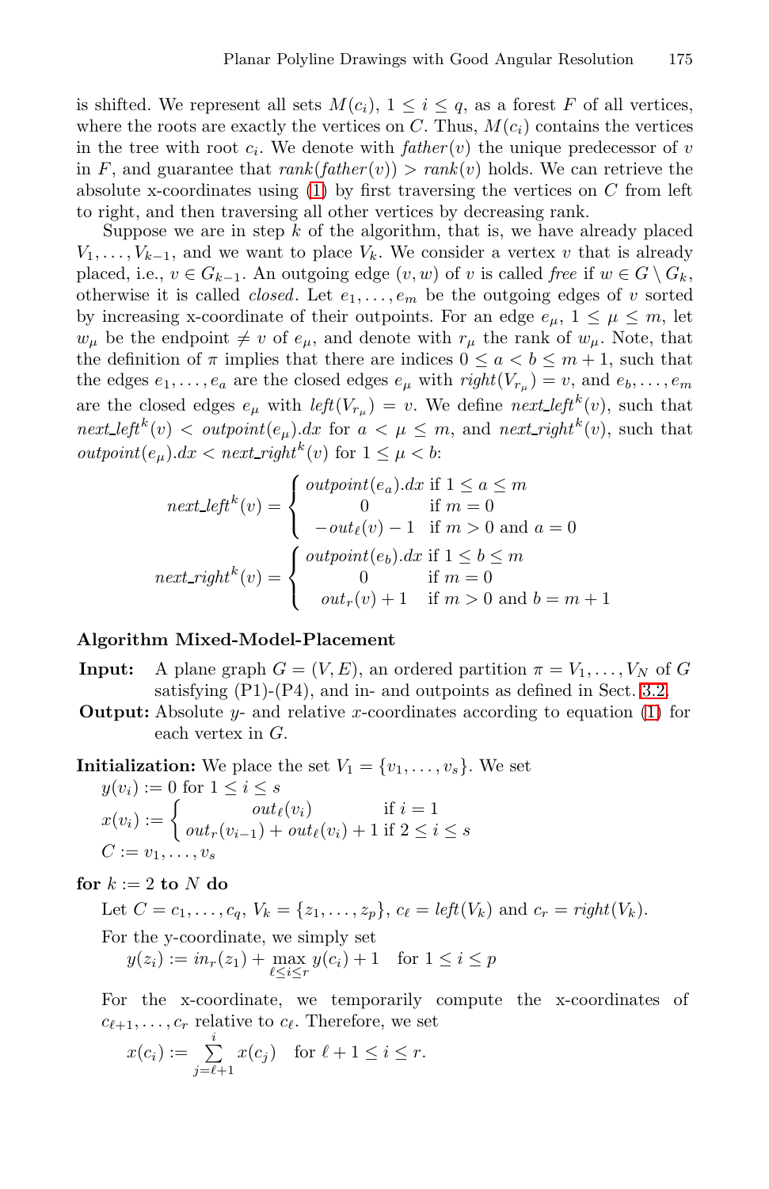is shifted. We represent all sets $M(c_i)$, $1 \le i \le q$, as a forest $F$ of all vertices, where the roots are exactly the vertices on $C$. Thus, $M(c_i)$ contains the vertices in the tree with root $c_i$. We denote with $\mathit{father}(v)$ the unique predecessor of $v$ in $F$, and guarantee that $\mathit{rank}(\mathit{father}(v)) > \mathit{rank}(v)$ holds. We can retrieve the absolute x-coordinates using (1) by first traversing the vertices on $C$ from left to right, and then traversing all other vertices by decreasing rank.

Suppose we are in step $k$ of the algorithm, that is, we have already placed $V_1, \ldots, V_{k-1}$, and we want to place $V_k$. We consider a vertex $v$ that is already placed, i.e., $v \in G_{k-1}$. An outgoing edge $(v, w)$ of $v$ is called *free* if $w \in G \setminus G_k$, otherwise it is called *closed*. Let $e_1, \ldots, e_m$ be the outgoing edges of $v$ sorted by increasing x-coordinate of their outpoints. For an edge $e_\mu$, $1 \le \mu \le m$, let $w_\mu$ be the endpoint $\neq v$ of $e_\mu$, and denote with $r_\mu$ the rank of $w_\mu$. Note, that the definition of $\pi$ implies that there are indices $0 \le a < b \le m + 1$, such that the edges $e_1, \ldots, e_a$ are the closed edges $e_\mu$ with $\mathit{right}(V_{r_\mu}) = v$, and $e_b, \ldots, e_m$ are the closed edges $e_\mu$ with $\mathit{left}(V_{r_\mu}) = v$. We define $\mathit{next\_left}^k(v)$, such that $\mathit{next\_left}^k(v) < \mathit{outpoint}(e_\mu).dx$ for $a < \mu \le m$, and $\mathit{next\_right}^k(v)$, such that $\mathit{outpoint}(e_\mu).dx < \mathit{next\_right}^k(v)$ for $1 \le \mu < b$:

$$\mathit{next\_left}^k(v) = \begin{cases} \mathit{outpoint}(e_a).dx & \text{if } 1 \le a \le m \\ 0 & \text{if } m = 0 \\ -\mathit{out}_\ell(v) - 1 & \text{if } m > 0 \text{ and } a = 0 \end{cases}$$

$$\mathit{next\_right}^k(v) = \begin{cases} \mathit{outpoint}(e_b).dx & \text{if } 1 \le b \le m \\ 0 & \text{if } m = 0 \\ \mathit{out}_r(v) + 1 & \text{if } m > 0 \text{ and } b = m + 1 \end{cases}$$

**Algorithm Mixed-Model-Placement**

**Input:** A plane graph $G = (V, E)$, an ordered partition $\pi = V_1, \ldots, V_N$ of $G$ satisfying (P1)-(P4), and in- and outpoints as defined in Sect. 3.2.

**Output:** Absolute $y$- and relative $x$-coordinates according to equation (1) for each vertex in $G$.

**Initialization:** We place the set $V_1 = \{v_1, \ldots, v_s\}$. We set

$y(v_i) := 0$ for $1 \le i \le s$

$$x(v_i) := \begin{cases} \mathit{out}_\ell(v_i) & \text{if } i = 1 \\ \mathit{out}_r(v_{i-1}) + \mathit{out}_\ell(v_i) + 1 & \text{if } 2 \le i \le s \end{cases}$$

$C := v_1, \ldots, v_s$

**for** $k := 2$ **to** $N$ **do**

Let $C = c_1, \ldots, c_q$, $V_k = \{z_1, \ldots, z_p\}$, $c_\ell = \mathit{left}(V_k)$ and $c_r = \mathit{right}(V_k)$.

For the y-coordinate, we simply set

$$y(z_i) := \mathit{in}_r(z_1) + \max_{\ell \le i \le r} y(c_i) + 1 \quad \text{for } 1 \le i \le p$$

For the x-coordinate, we temporarily compute the x-coordinates of $c_{\ell+1}, \ldots, c_r$ relative to $c_\ell$. Therefore, we set

$$x(c_i) := \sum_{j=\ell+1}^{i} x(c_j) \quad \text{for } \ell + 1 \le i \le r.$$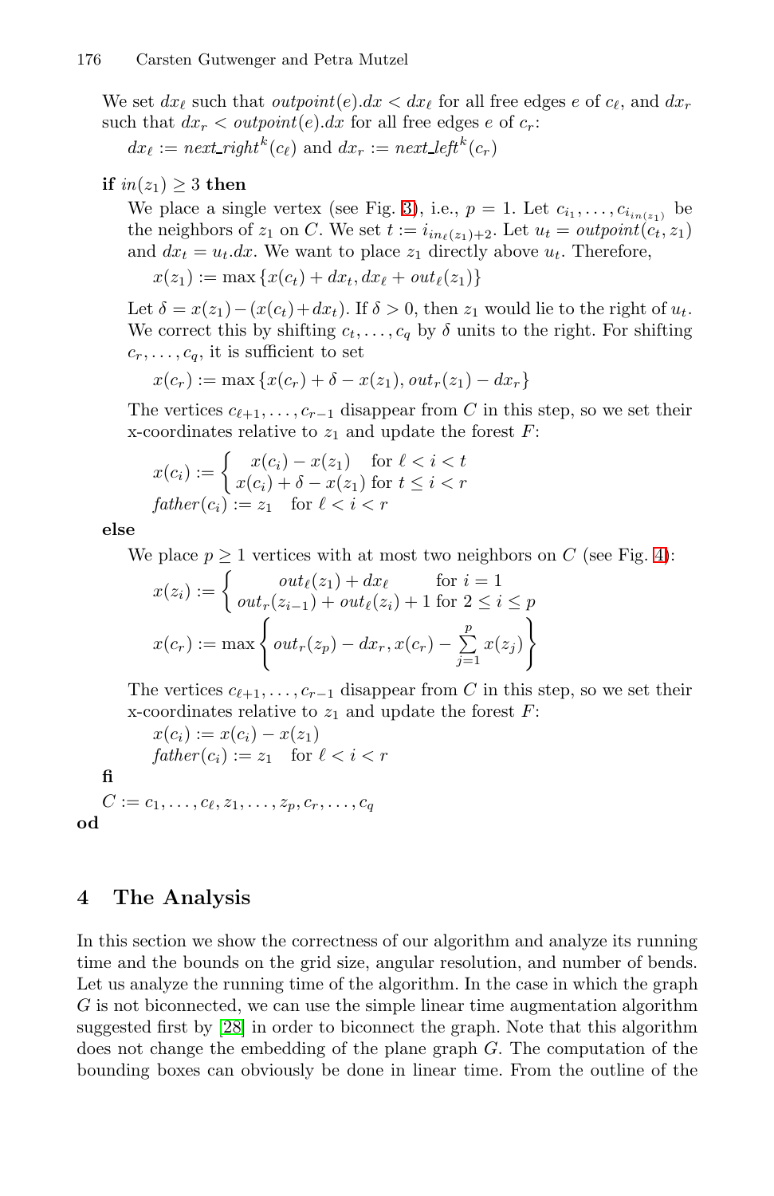We set $dx_\ell$ such that $outpoint(e).dx < dx_\ell$ for all free edges $e$ of $c_\ell$, and $dx_r$ such that $dx_r < outpoint(e).dx$ for all free edges $e$ of $c_r$:

$dx_\ell := next\_right^k(c_\ell)$ and $dx_r := next\_left^k(c_r)$

**if** $in(z_1) \geq 3$ **then**

We place a single vertex (see Fig. 3), i.e., $p = 1$. Let $c_{i_1}, \ldots, c_{i_{in(z_1)}}$ be the neighbors of $z_1$ on $C$. We set $t := i_{in_\ell(z_1)+2}$. Let $u_t = outpoint(c_t, z_1)$ and $dx_t = u_t.dx$. We want to place $z_1$ directly above $u_t$. Therefore,

$$x(z_1) := \max\{x(c_t) + dx_t, dx_\ell + out_\ell(z_1)\}$$

Let $\delta = x(z_1) - (x(c_t) + dx_t)$. If $\delta > 0$, then $z_1$ would lie to the right of $u_t$. We correct this by shifting $c_t, \ldots, c_q$ by $\delta$ units to the right. For shifting $c_r, \ldots, c_q$, it is sufficient to set

$$x(c_r) := \max\{x(c_r) + \delta - x(z_1), out_r(z_1) - dx_r\}$$

The vertices $c_{\ell+1}, \ldots, c_{r-1}$ disappear from $C$ in this step, so we set their x-coordinates relative to $z_1$ and update the forest $F$:

$$x(c_i) := \begin{cases} x(c_i) - x(z_1) & \text{for } \ell < i < t \\ x(c_i) + \delta - x(z_1) & \text{for } t \leq i < r \end{cases}$$

$$father(c_i) := z_1 \quad \text{for } \ell < i < r$$

**else**

We place $p \geq 1$ vertices with at most two neighbors on $C$ (see Fig. 4):

$$x(z_i) := \begin{cases} out_\ell(z_1) + dx_\ell & \text{for } i = 1 \\ out_r(z_{i-1}) + out_\ell(z_i) + 1 & \text{for } 2 \leq i \leq p \end{cases}$$

$$x(c_r) := \max\left\{ out_r(z_p) - dx_r, x(c_r) - \sum_{j=1}^{p} x(z_j) \right\}$$

The vertices $c_{\ell+1}, \ldots, c_{r-1}$ disappear from $C$ in this step, so we set their x-coordinates relative to $z_1$ and update the forest $F$:

$$x(c_i) := x(c_i) - x(z_1)$$

$$father(c_i) := z_1 \quad \text{for } \ell < i < r$$

**fi**

$C := c_1, \ldots, c_\ell, z_1, \ldots, z_p, c_r, \ldots, c_q$

**od**

## 4 The Analysis

In this section we show the correctness of our algorithm and analyze its running time and the bounds on the grid size, angular resolution, and number of bends. Let us analyze the running time of the algorithm. In the case in which the graph $G$ is not biconnected, we can use the simple linear time augmentation algorithm suggested first by [28] in order to biconnect the graph. Note that this algorithm does not change the embedding of the plane graph $G$. The computation of the bounding boxes can obviously be done in linear time. From the outline of the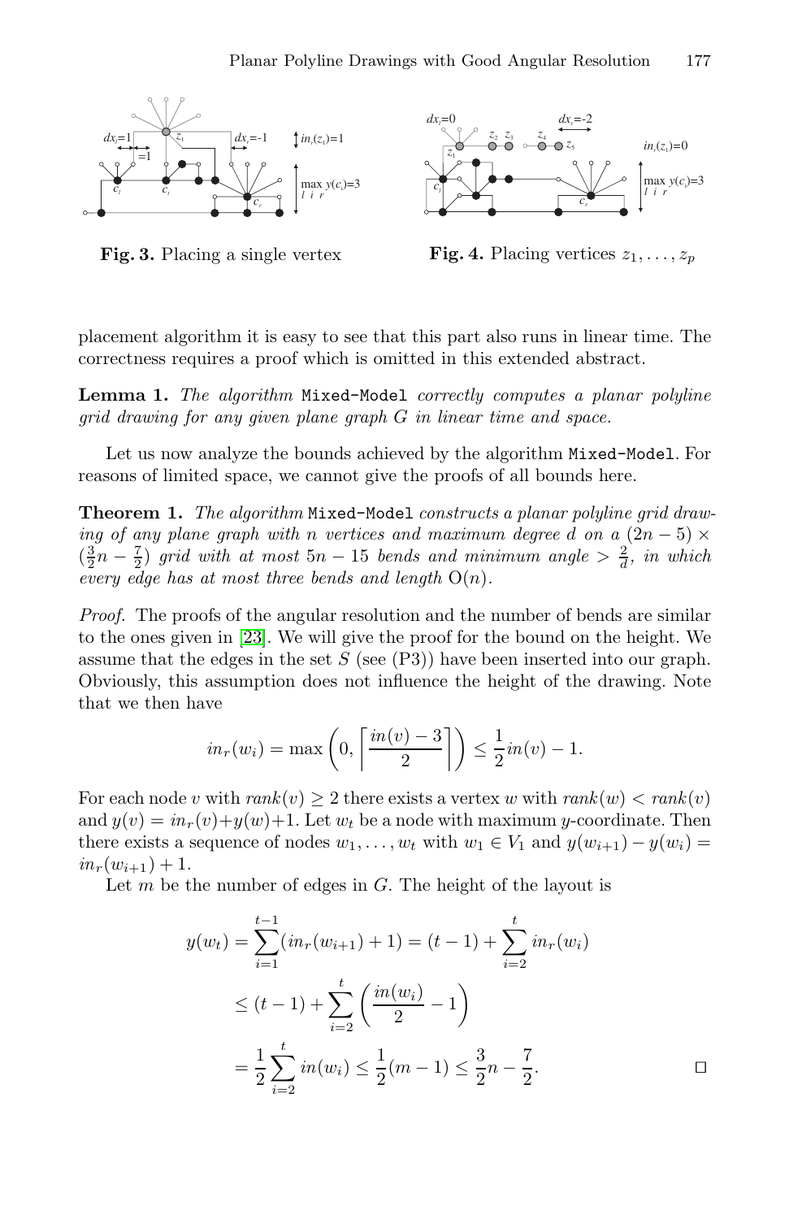Fig. 3. Placing a single vertex

Fig. 4. Placing vertices $z_1, \ldots, z_p$

placement algorithm it is easy to see that this part also runs in linear time. The correctness requires a proof which is omitted in this extended abstract.

**Lemma 1.** *The algorithm* Mixed-Model *correctly computes a planar polyline grid drawing for any given plane graph G in linear time and space.*

Let us now analyze the bounds achieved by the algorithm Mixed-Model. For reasons of limited space, we cannot give the proofs of all bounds here.

**Theorem 1.** *The algorithm* Mixed-Model *constructs a planar polyline grid drawing of any plane graph with n vertices and maximum degree d on a* $(2n-5) \times (\frac{3}{2}n - \frac{7}{2})$ *grid with at most* $5n - 15$ *bends and minimum angle* $> \frac{2}{d}$*, in which every edge has at most three bends and length* $O(n)$*.*

*Proof.* The proofs of the angular resolution and the number of bends are similar to the ones given in [23]. We will give the proof for the bound on the height. We assume that the edges in the set $S$ (see (P3)) have been inserted into our graph. Obviously, this assumption does not influence the height of the drawing. Note that we then have

$$in_r(w_i) = \max\left(0, \left\lceil \frac{in(v) - 3}{2} \right\rceil\right) \leq \frac{1}{2} in(v) - 1.$$

For each node $v$ with $rank(v) \geq 2$ there exists a vertex $w$ with $rank(w) < rank(v)$ and $y(v) = in_r(v) + y(w) + 1$. Let $w_t$ be a node with maximum $y$-coordinate. Then there exists a sequence of nodes $w_1, \ldots, w_t$ with $w_1 \in V_1$ and $y(w_{i+1}) - y(w_i) = in_r(w_{i+1}) + 1$.

Let $m$ be the number of edges in $G$. The height of the layout is

$$\begin{aligned} y(w_t) &= \sum_{i=1}^{t-1} (in_r(w_{i+1}) + 1) = (t-1) + \sum_{i=2}^{t} in_r(w_i) \\ &\leq (t-1) + \sum_{i=2}^{t} \left( \frac{in(w_i)}{2} - 1 \right) \\ &= \frac{1}{2} \sum_{i=2}^{t} in(w_i) \leq \frac{1}{2}(m-1) \leq \frac{3}{2}n - \frac{7}{2}. \end{aligned}$$

□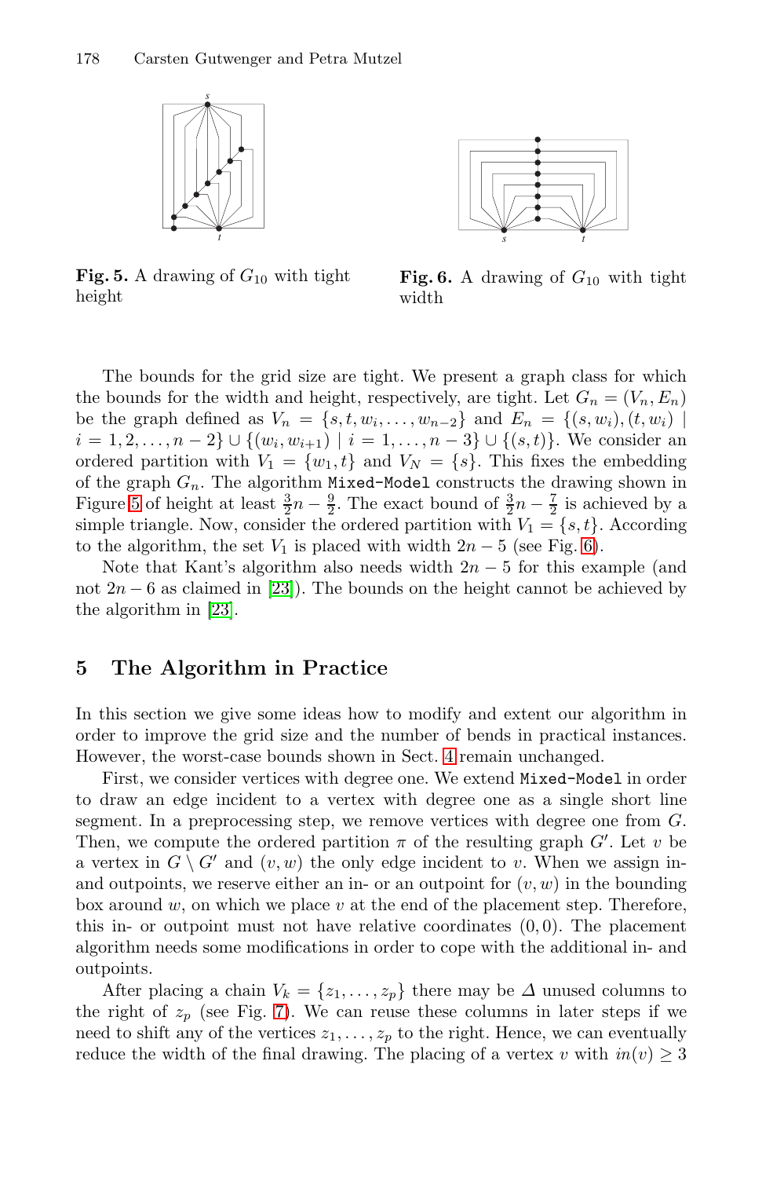**Fig. 5.** A drawing of $G_{10}$ with tight height

**Fig. 6.** A drawing of $G_{10}$ with tight width

The bounds for the grid size are tight. We present a graph class for which the bounds for the width and height, respectively, are tight. Let $G_n = (V_n, E_n)$ be the graph defined as $V_n = \{s, t, w_i, \ldots, w_{n-2}\}$ and $E_n = \{(s, w_i), (t, w_i) \mid i = 1, 2, \ldots, n-2\} \cup \{(w_i, w_{i+1}) \mid i = 1, \ldots, n-3\} \cup \{(s, t)\}$. We consider an ordered partition with $V_1 = \{w_1, t\}$ and $V_N = \{s\}$. This fixes the embedding of the graph $G_n$. The algorithm `Mixed-Model` constructs the drawing shown in Figure 5 of height at least $\frac{3}{2}n - \frac{9}{2}$. The exact bound of $\frac{3}{2}n - \frac{7}{2}$ is achieved by a simple triangle. Now, consider the ordered partition with $V_1 = \{s, t\}$. According to the algorithm, the set $V_1$ is placed with width $2n - 5$ (see Fig. 6).

Note that Kant's algorithm also needs width $2n - 5$ for this example (and not $2n - 6$ as claimed in [23]). The bounds on the height cannot be achieved by the algorithm in [23].

## 5 The Algorithm in Practice

In this section we give some ideas how to modify and extent our algorithm in order to improve the grid size and the number of bends in practical instances. However, the worst-case bounds shown in Sect. 4 remain unchanged.

First, we consider vertices with degree one. We extend `Mixed-Model` in order to draw an edge incident to a vertex with degree one as a single short line segment. In a preprocessing step, we remove vertices with degree one from $G$. Then, we compute the ordered partition $\pi$ of the resulting graph $G'$. Let $v$ be a vertex in $G \setminus G'$ and $(v, w)$ the only edge incident to $v$. When we assign in- and outpoints, we reserve either an in- or an outpoint for $(v, w)$ in the bounding box around $w$, on which we place $v$ at the end of the placement step. Therefore, this in- or outpoint must not have relative coordinates $(0, 0)$. The placement algorithm needs some modifications in order to cope with the additional in- and outpoints.

After placing a chain $V_k = \{z_1, \ldots, z_p\}$ there may be $\Delta$ unused columns to the right of $z_p$ (see Fig. 7). We can reuse these columns in later steps if we need to shift any of the vertices $z_1, \ldots, z_p$ to the right. Hence, we can eventually reduce the width of the final drawing. The placing of a vertex $v$ with $in(v) \geq 3$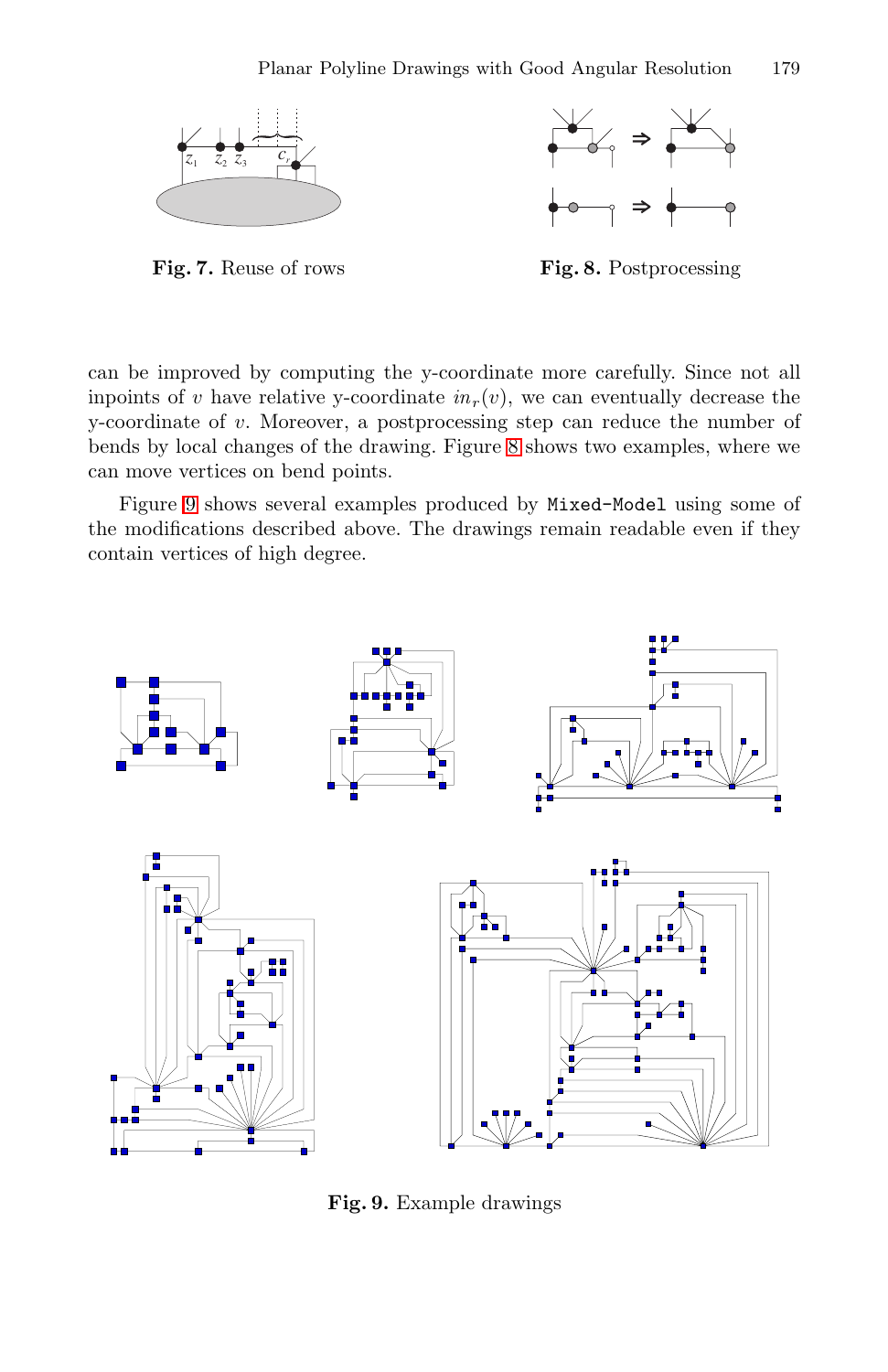Fig. 7. Reuse of rows

Fig. 8. Postprocessing

can be improved by computing the y-coordinate more carefully. Since not all inpoints of $v$ have relative y-coordinate $in_r(v)$, we can eventually decrease the y-coordinate of $v$. Moreover, a postprocessing step can reduce the number of bends by local changes of the drawing. Figure 8 shows two examples, where we can move vertices on bend points.

Figure 9 shows several examples produced by `Mixed-Model` using some of the modifications described above. The drawings remain readable even if they contain vertices of high degree.

Fig. 9. Example drawings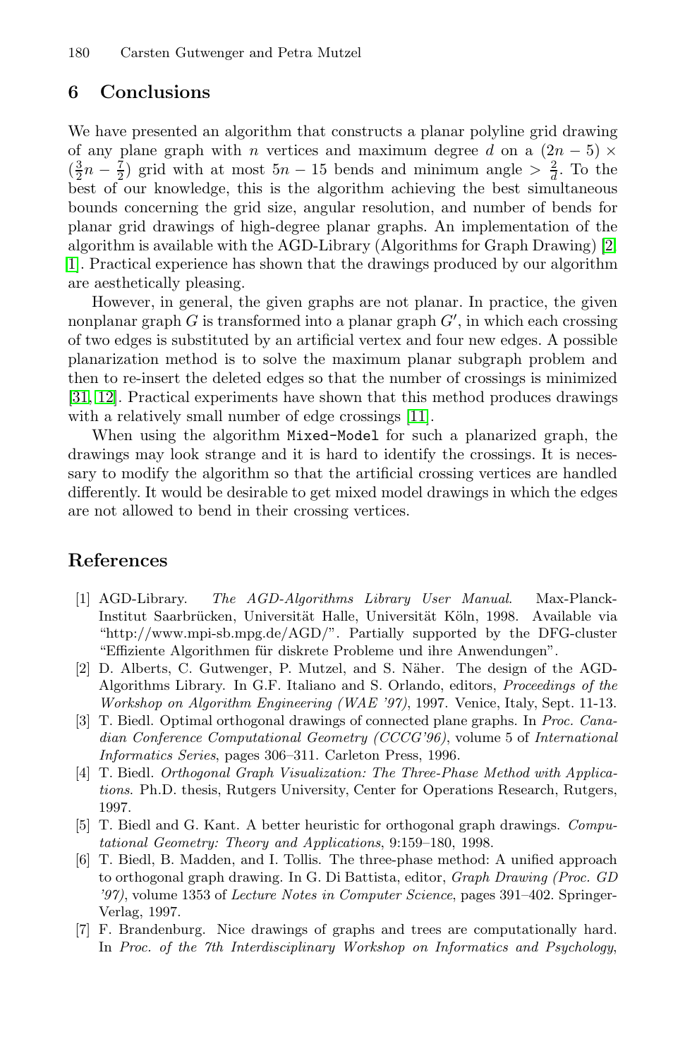## 6 Conclusions

We have presented an algorithm that constructs a planar polyline grid drawing of any plane graph with $n$ vertices and maximum degree $d$ on a $(2n-5) \times (\frac{3}{2}n - \frac{7}{2})$ grid with at most $5n - 15$ bends and minimum angle $> \frac{2}{d}$. To the best of our knowledge, this is the algorithm achieving the best simultaneous bounds concerning the grid size, angular resolution, and number of bends for planar grid drawings of high-degree planar graphs. An implementation of the algorithm is available with the AGD-Library (Algorithms for Graph Drawing) [2, 1]. Practical experience has shown that the drawings produced by our algorithm are aesthetically pleasing.

However, in general, the given graphs are not planar. In practice, the given nonplanar graph $G$ is transformed into a planar graph $G'$, in which each crossing of two edges is substituted by an artificial vertex and four new edges. A possible planarization method is to solve the maximum planar subgraph problem and then to re-insert the deleted edges so that the number of crossings is minimized [31, 12]. Practical experiments have shown that this method produces drawings with a relatively small number of edge crossings [11].

When using the algorithm `Mixed-Model` for such a planarized graph, the drawings may look strange and it is hard to identify the crossings. It is necessary to modify the algorithm so that the artificial crossing vertices are handled differently. It would be desirable to get mixed model drawings in which the edges are not allowed to bend in their crossing vertices.

## References

1. AGD-Library. *The AGD-Algorithms Library User Manual*. Max-Planck-Institut Saarbrücken, Universität Halle, Universität Köln, 1998. Available via "http://www.mpi-sb.mpg.de/AGD/". Partially supported by the DFG-cluster "Effiziente Algorithmen für diskrete Probleme und ihre Anwendungen".
2. D. Alberts, C. Gutwenger, P. Mutzel, and S. Näher. The design of the AGD-Algorithms Library. In G.F. Italiano and S. Orlando, editors, *Proceedings of the Workshop on Algorithm Engineering (WAE '97)*, 1997. Venice, Italy, Sept. 11-13.
3. T. Biedl. Optimal orthogonal drawings of connected plane graphs. In *Proc. Canadian Conference Computational Geometry (CCCG'96)*, volume 5 of *International Informatics Series*, pages 306–311. Carleton Press, 1996.
4. T. Biedl. *Orthogonal Graph Visualization: The Three-Phase Method with Applications*. Ph.D. thesis, Rutgers University, Center for Operations Research, Rutgers, 1997.
5. T. Biedl and G. Kant. A better heuristic for orthogonal graph drawings. *Computational Geometry: Theory and Applications*, 9:159–180, 1998.
6. T. Biedl, B. Madden, and I. Tollis. The three-phase method: A unified approach to orthogonal graph drawing. In G. Di Battista, editor, *Graph Drawing (Proc. GD '97)*, volume 1353 of *Lecture Notes in Computer Science*, pages 391–402. Springer-Verlag, 1997.
7. F. Brandenburg. Nice drawings of graphs and trees are computationally hard. In *Proc. of the 7th Interdisciplinary Workshop on Informatics and Psychology*,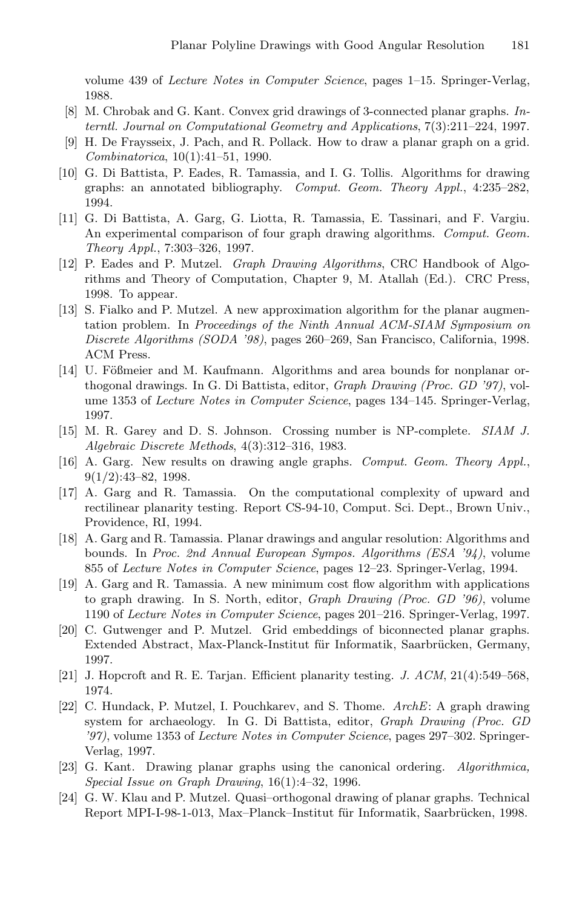volume 439 of *Lecture Notes in Computer Science*, pages 1–15. Springer-Verlag, 1988.

[8] M. Chrobak and G. Kant. Convex grid drawings of 3-connected planar graphs. *Interntl. Journal on Computational Geometry and Applications*, 7(3):211–224, 1997.

[9] H. De Fraysseix, J. Pach, and R. Pollack. How to draw a planar graph on a grid. *Combinatorica*, 10(1):41–51, 1990.

[10] G. Di Battista, P. Eades, R. Tamassia, and I. G. Tollis. Algorithms for drawing graphs: an annotated bibliography. *Comput. Geom. Theory Appl.*, 4:235–282, 1994.

[11] G. Di Battista, A. Garg, G. Liotta, R. Tamassia, E. Tassinari, and F. Vargiu. An experimental comparison of four graph drawing algorithms. *Comput. Geom. Theory Appl.*, 7:303–326, 1997.

[12] P. Eades and P. Mutzel. *Graph Drawing Algorithms*, CRC Handbook of Algorithms and Theory of Computation, Chapter 9, M. Atallah (Ed.). CRC Press, 1998. To appear.

[13] S. Fialko and P. Mutzel. A new approximation algorithm for the planar augmentation problem. In *Proceedings of the Ninth Annual ACM-SIAM Symposium on Discrete Algorithms (SODA '98)*, pages 260–269, San Francisco, California, 1998. ACM Press.

[14] U. Fößmeier and M. Kaufmann. Algorithms and area bounds for nonplanar orthogonal drawings. In G. Di Battista, editor, *Graph Drawing (Proc. GD '97)*, volume 1353 of *Lecture Notes in Computer Science*, pages 134–145. Springer-Verlag, 1997.

[15] M. R. Garey and D. S. Johnson. Crossing number is NP-complete. *SIAM J. Algebraic Discrete Methods*, 4(3):312–316, 1983.

[16] A. Garg. New results on drawing angle graphs. *Comput. Geom. Theory Appl.*, 9(1/2):43–82, 1998.

[17] A. Garg and R. Tamassia. On the computational complexity of upward and rectilinear planarity testing. Report CS-94-10, Comput. Sci. Dept., Brown Univ., Providence, RI, 1994.

[18] A. Garg and R. Tamassia. Planar drawings and angular resolution: Algorithms and bounds. In *Proc. 2nd Annual European Sympos. Algorithms (ESA '94)*, volume 855 of *Lecture Notes in Computer Science*, pages 12–23. Springer-Verlag, 1994.

[19] A. Garg and R. Tamassia. A new minimum cost flow algorithm with applications to graph drawing. In S. North, editor, *Graph Drawing (Proc. GD '96)*, volume 1190 of *Lecture Notes in Computer Science*, pages 201–216. Springer-Verlag, 1997.

[20] C. Gutwenger and P. Mutzel. Grid embeddings of biconnected planar graphs. Extended Abstract, Max-Planck-Institut für Informatik, Saarbrücken, Germany, 1997.

[21] J. Hopcroft and R. E. Tarjan. Efficient planarity testing. *J. ACM*, 21(4):549–568, 1974.

[22] C. Hundack, P. Mutzel, I. Pouchkarev, and S. Thome. *ArchE*: A graph drawing system for archaeology. In G. Di Battista, editor, *Graph Drawing (Proc. GD '97)*, volume 1353 of *Lecture Notes in Computer Science*, pages 297–302. Springer-Verlag, 1997.

[23] G. Kant. Drawing planar graphs using the canonical ordering. *Algorithmica, Special Issue on Graph Drawing*, 16(1):4–32, 1996.

[24] G. W. Klau and P. Mutzel. Quasi–orthogonal drawing of planar graphs. Technical Report MPI-I-98-1-013, Max–Planck–Institut für Informatik, Saarbrücken, 1998.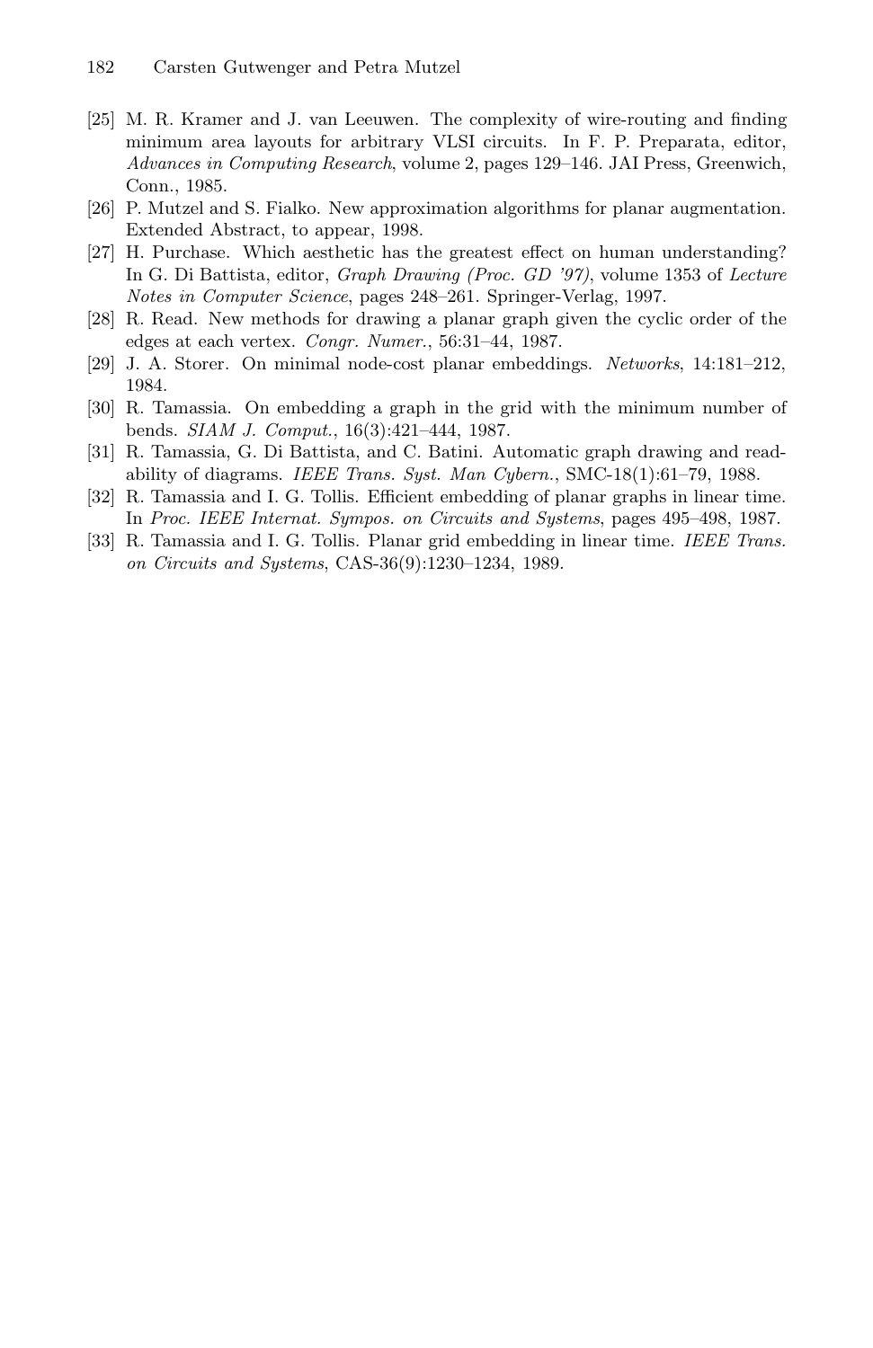[25] M. R. Kramer and J. van Leeuwen. The complexity of wire-routing and finding minimum area layouts for arbitrary VLSI circuits. In F. P. Preparata, editor, *Advances in Computing Research*, volume 2, pages 129–146. JAI Press, Greenwich, Conn., 1985.

[26] P. Mutzel and S. Fialko. New approximation algorithms for planar augmentation. Extended Abstract, to appear, 1998.

[27] H. Purchase. Which aesthetic has the greatest effect on human understanding? In G. Di Battista, editor, *Graph Drawing (Proc. GD '97)*, volume 1353 of *Lecture Notes in Computer Science*, pages 248–261. Springer-Verlag, 1997.

[28] R. Read. New methods for drawing a planar graph given the cyclic order of the edges at each vertex. *Congr. Numer.*, 56:31–44, 1987.

[29] J. A. Storer. On minimal node-cost planar embeddings. *Networks*, 14:181–212, 1984.

[30] R. Tamassia. On embedding a graph in the grid with the minimum number of bends. *SIAM J. Comput.*, 16(3):421–444, 1987.

[31] R. Tamassia, G. Di Battista, and C. Batini. Automatic graph drawing and readability of diagrams. *IEEE Trans. Syst. Man Cybern.*, SMC-18(1):61–79, 1988.

[32] R. Tamassia and I. G. Tollis. Efficient embedding of planar graphs in linear time. In *Proc. IEEE Internat. Sympos. on Circuits and Systems*, pages 495–498, 1987.

[33] R. Tamassia and I. G. Tollis. Planar grid embedding in linear time. *IEEE Trans. on Circuits and Systems*, CAS-36(9):1230–1234, 1989.